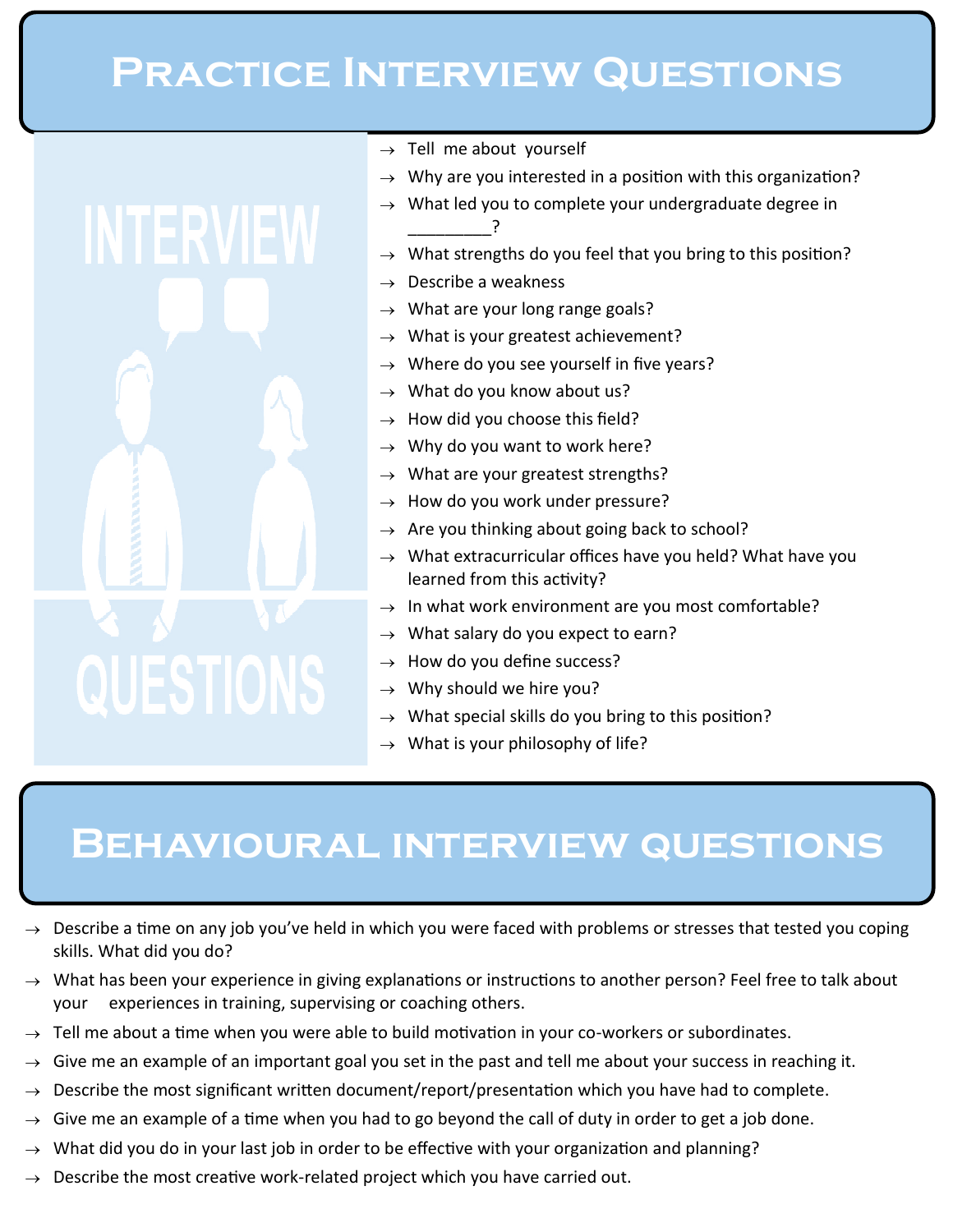# Practice Interview Questions

- Tell me about yourself
- Why are you interested in a position with this organization?
- What led you to complete your undergraduate degree in _________?
- What strengths do you feel that you bring to this position?
- Describe a weakness
- What are your long range goals?
- What is your greatest achievement?
- Where do you see yourself in five years?
- What do you know about us?
- How did you choose this field?
- Why do you want to work here?
- What are your greatest strengths?
- How do you work under pressure?
- Are you thinking about going back to school?
- What extracurricular offices have you held? What have you learned from this activity?
- In what work environment are you most comfortable?
- What salary do you expect to earn?
- How do you define success?
- Why should we hire you?
- What special skills do you bring to this position?
- What is your philosophy of life?

# Behavioural interview questions

- Describe a time on any job you've held in which you were faced with problems or stresses that tested you coping skills. What did you do?
- What has been your experience in giving explanations or instructions to another person? Feel free to talk about your experiences in training, supervising or coaching others.
- Tell me about a time when you were able to build motivation in your co-workers or subordinates.
- Give me an example of an important goal you set in the past and tell me about your success in reaching it.
- Describe the most significant written document/report/presentation which you have had to complete.
- Give me an example of a time when you had to go beyond the call of duty in order to get a job done.
- What did you do in your last job in order to be effective with your organization and planning?
- Describe the most creative work-related project which you have carried out.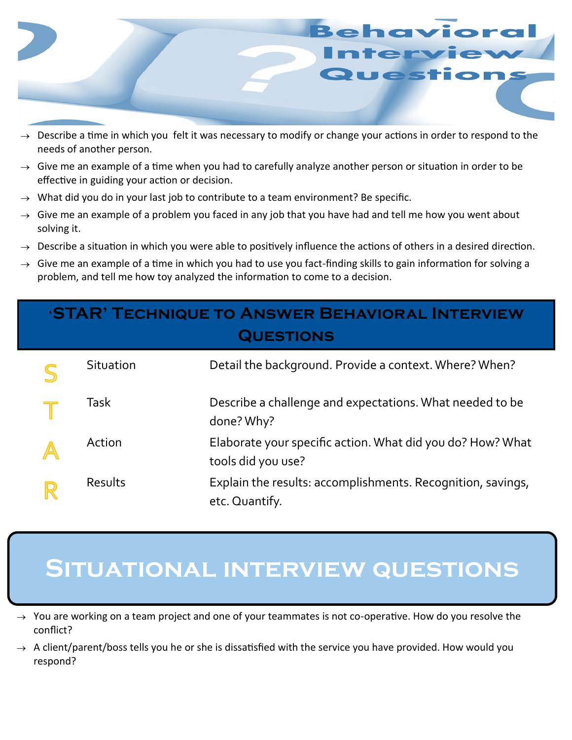# Behavioral Interview Questions

- Describe a time in which you  felt it was necessary to modify or change your actions in order to respond to the needs of another person.
- Give me an example of a time when you had to carefully analyze another person or situation in order to be effective in guiding your action or decision.
- What did you do in your last job to contribute to a team environment? Be specific.
- Give me an example of a problem you faced in any job that you have had and tell me how you went about solving it.
- Describe a situation in which you were able to positively influence the actions of others in a desired direction.
- Give me an example of a time in which you had to use you fact-finding skills to gain information for solving a problem, and tell me how toy analyzed the information to come to a decision.

## 'STAR' Technique to Answer Behavioral Interview Questions

| | | |
|---|---|---|
| S | Situation | Detail the background. Provide a context. Where? When? |
| T | Task | Describe a challenge and expectations. What needed to be done? Why? |
| A | Action | Elaborate your specific action. What did you do? How? What tools did you use? |
| R | Results | Explain the results: accomplishments. Recognition, savings, etc. Quantify. |

## Situational interview questions

- You are working on a team project and one of your teammates is not co-operative. How do you resolve the conflict?
- A client/parent/boss tells you he or she is dissatisfied with the service you have provided. How would you respond?